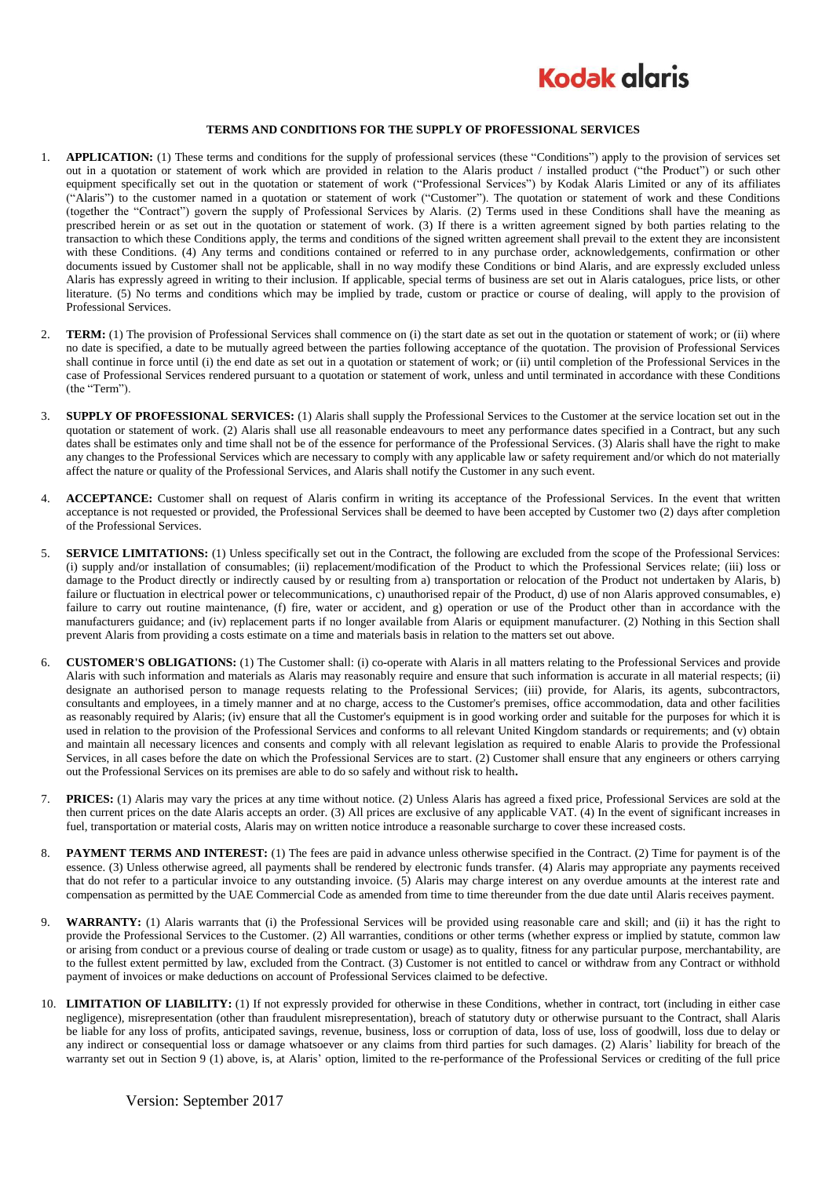# TERMS AND CONDITIONS FOR THE SUPPLY OF PROFESSIONAL SERVICES

1. **APPLICATION:** (1) These terms and conditions for the supply of professional services (these "Conditions") apply to the provision of services set out in a quotation or statement of work which are provided in relation to the Alaris product / installed product ("the Product") or such other equipment specifically set out in the quotation or statement of work ("Professional Services") by Kodak Alaris Limited or any of its affiliates ("Alaris") to the customer named in a quotation or statement of work ("Customer"). The quotation or statement of work and these Conditions (together the "Contract") govern the supply of Professional Services by Alaris. (2) Terms used in these Conditions shall have the meaning as prescribed herein or as set out in the quotation or statement of work. (3) If there is a written agreement signed by both parties relating to the transaction to which these Conditions apply, the terms and conditions of the signed written agreement shall prevail to the extent they are inconsistent with these Conditions. (4) Any terms and conditions contained or referred to in any purchase order, acknowledgements, confirmation or other documents issued by Customer shall not be applicable, shall in no way modify these Conditions or bind Alaris, and are expressly excluded unless Alaris has expressly agreed in writing to their inclusion. If applicable, special terms of business are set out in Alaris catalogues, price lists, or other literature. (5) No terms and conditions which may be implied by trade, custom or practice or course of dealing, will apply to the provision of Professional Services.

2. **TERM:** (1) The provision of Professional Services shall commence on (i) the start date as set out in the quotation or statement of work; or (ii) where no date is specified, a date to be mutually agreed between the parties following acceptance of the quotation. The provision of Professional Services shall continue in force until (i) the end date as set out in a quotation or statement of work; or (ii) until completion of the Professional Services in the case of Professional Services rendered pursuant to a quotation or statement of work, unless and until terminated in accordance with these Conditions (the "Term").

3. **SUPPLY OF PROFESSIONAL SERVICES:** (1) Alaris shall supply the Professional Services to the Customer at the service location set out in the quotation or statement of work. (2) Alaris shall use all reasonable endeavours to meet any performance dates specified in a Contract, but any such dates shall be estimates only and time shall not be of the essence for performance of the Professional Services. (3) Alaris shall have the right to make any changes to the Professional Services which are necessary to comply with any applicable law or safety requirement and/or which do not materially affect the nature or quality of the Professional Services, and Alaris shall notify the Customer in any such event.

4. **ACCEPTANCE:** Customer shall on request of Alaris confirm in writing its acceptance of the Professional Services. In the event that written acceptance is not requested or provided, the Professional Services shall be deemed to have been accepted by Customer two (2) days after completion of the Professional Services.

5. **SERVICE LIMITATIONS:** (1) Unless specifically set out in the Contract, the following are excluded from the scope of the Professional Services: (i) supply and/or installation of consumables; (ii) replacement/modification of the Product to which the Professional Services relate; (iii) loss or damage to the Product directly or indirectly caused by or resulting from a) transportation or relocation of the Product not undertaken by Alaris, b) failure or fluctuation in electrical power or telecommunications, c) unauthorised repair of the Product, d) use of non Alaris approved consumables, e) failure to carry out routine maintenance, (f) fire, water or accident, and g) operation or use of the Product other than in accordance with the manufacturers guidance; and (iv) replacement parts if no longer available from Alaris or equipment manufacturer. (2) Nothing in this Section shall prevent Alaris from providing a costs estimate on a time and materials basis in relation to the matters set out above.

6. **CUSTOMER'S OBLIGATIONS:** (1) The Customer shall: (i) co-operate with Alaris in all matters relating to the Professional Services and provide Alaris with such information and materials as Alaris may reasonably require and ensure that such information is accurate in all material respects; (ii) designate an authorised person to manage requests relating to the Professional Services; (iii) provide, for Alaris, its agents, subcontractors, consultants and employees, in a timely manner and at no charge, access to the Customer's premises, office accommodation, data and other facilities as reasonably required by Alaris; (iv) ensure that all the Customer's equipment is in good working order and suitable for the purposes for which it is used in relation to the provision of the Professional Services and conforms to all relevant United Kingdom standards or requirements; and (v) obtain and maintain all necessary licences and consents and comply with all relevant legislation as required to enable Alaris to provide the Professional Services, in all cases before the date on which the Professional Services are to start. (2) Customer shall ensure that any engineers or others carrying out the Professional Services on its premises are able to do so safely and without risk to health**.**

7. **PRICES:** (1) Alaris may vary the prices at any time without notice. (2) Unless Alaris has agreed a fixed price, Professional Services are sold at the then current prices on the date Alaris accepts an order. (3) All prices are exclusive of any applicable VAT. (4) In the event of significant increases in fuel, transportation or material costs, Alaris may on written notice introduce a reasonable surcharge to cover these increased costs.

8. **PAYMENT TERMS AND INTEREST:** (1) The fees are paid in advance unless otherwise specified in the Contract. (2) Time for payment is of the essence. (3) Unless otherwise agreed, all payments shall be rendered by electronic funds transfer. (4) Alaris may appropriate any payments received that do not refer to a particular invoice to any outstanding invoice. (5) Alaris may charge interest on any overdue amounts at the interest rate and compensation as permitted by the UAE Commercial Code as amended from time to time thereunder from the due date until Alaris receives payment.

9. **WARRANTY:** (1) Alaris warrants that (i) the Professional Services will be provided using reasonable care and skill; and (ii) it has the right to provide the Professional Services to the Customer. (2) All warranties, conditions or other terms (whether express or implied by statute, common law or arising from conduct or a previous course of dealing or trade custom or usage) as to quality, fitness for any particular purpose, merchantability, are to the fullest extent permitted by law, excluded from the Contract. (3) Customer is not entitled to cancel or withdraw from any Contract or withhold payment of invoices or make deductions on account of Professional Services claimed to be defective.

10. **LIMITATION OF LIABILITY:** (1) If not expressly provided for otherwise in these Conditions, whether in contract, tort (including in either case negligence), misrepresentation (other than fraudulent misrepresentation), breach of statutory duty or otherwise pursuant to the Contract, shall Alaris be liable for any loss of profits, anticipated savings, revenue, business, loss or corruption of data, loss of use, loss of goodwill, loss due to delay or any indirect or consequential loss or damage whatsoever or any claims from third parties for such damages. (2) Alaris' liability for breach of the warranty set out in Section 9 (1) above, is, at Alaris' option, limited to the re-performance of the Professional Services or crediting of the full price

Version: September 2017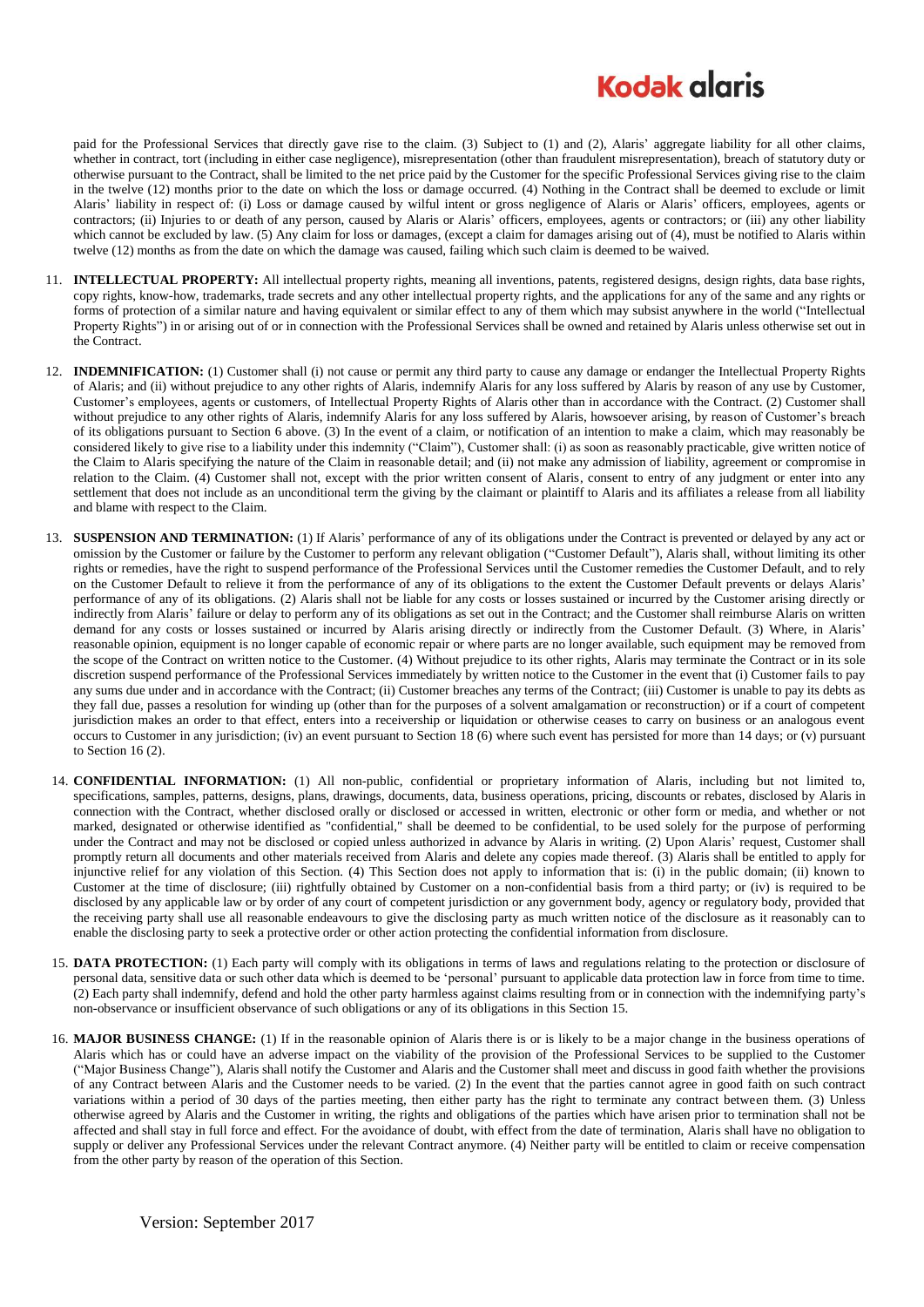paid for the Professional Services that directly gave rise to the claim. (3) Subject to (1) and (2), Alaris' aggregate liability for all other claims, whether in contract, tort (including in either case negligence), misrepresentation (other than fraudulent misrepresentation), breach of statutory duty or otherwise pursuant to the Contract, shall be limited to the net price paid by the Customer for the specific Professional Services giving rise to the claim in the twelve (12) months prior to the date on which the loss or damage occurred. (4) Nothing in the Contract shall be deemed to exclude or limit Alaris' liability in respect of: (i) Loss or damage caused by wilful intent or gross negligence of Alaris or Alaris' officers, employees, agents or contractors; (ii) Injuries to or death of any person, caused by Alaris or Alaris' officers, employees, agents or contractors; or (iii) any other liability which cannot be excluded by law. (5) Any claim for loss or damages, (except a claim for damages arising out of (4), must be notified to Alaris within twelve (12) months as from the date on which the damage was caused, failing which such claim is deemed to be waived.

11. **INTELLECTUAL PROPERTY:** All intellectual property rights, meaning all inventions, patents, registered designs, design rights, data base rights, copy rights, know-how, trademarks, trade secrets and any other intellectual property rights, and the applications for any of the same and any rights or forms of protection of a similar nature and having equivalent or similar effect to any of them which may subsist anywhere in the world ("Intellectual Property Rights") in or arising out of or in connection with the Professional Services shall be owned and retained by Alaris unless otherwise set out in the Contract.

12. **INDEMNIFICATION:** (1) Customer shall (i) not cause or permit any third party to cause any damage or endanger the Intellectual Property Rights of Alaris; and (ii) without prejudice to any other rights of Alaris, indemnify Alaris for any loss suffered by Alaris by reason of any use by Customer, Customer's employees, agents or customers, of Intellectual Property Rights of Alaris other than in accordance with the Contract. (2) Customer shall without prejudice to any other rights of Alaris, indemnify Alaris for any loss suffered by Alaris, howsoever arising, by reason of Customer's breach of its obligations pursuant to Section 6 above. (3) In the event of a claim, or notification of an intention to make a claim, which may reasonably be considered likely to give rise to a liability under this indemnity ("Claim"), Customer shall: (i) as soon as reasonably practicable, give written notice of the Claim to Alaris specifying the nature of the Claim in reasonable detail; and (ii) not make any admission of liability, agreement or compromise in relation to the Claim. (4) Customer shall not, except with the prior written consent of Alaris, consent to entry of any judgment or enter into any settlement that does not include as an unconditional term the giving by the claimant or plaintiff to Alaris and its affiliates a release from all liability and blame with respect to the Claim.

13. **SUSPENSION AND TERMINATION:** (1) If Alaris' performance of any of its obligations under the Contract is prevented or delayed by any act or omission by the Customer or failure by the Customer to perform any relevant obligation ("Customer Default"), Alaris shall, without limiting its other rights or remedies, have the right to suspend performance of the Professional Services until the Customer remedies the Customer Default, and to rely on the Customer Default to relieve it from the performance of any of its obligations to the extent the Customer Default prevents or delays Alaris' performance of any of its obligations. (2) Alaris shall not be liable for any costs or losses sustained or incurred by the Customer arising directly or indirectly from Alaris' failure or delay to perform any of its obligations as set out in the Contract; and the Customer shall reimburse Alaris on written demand for any costs or losses sustained or incurred by Alaris arising directly or indirectly from the Customer Default. (3) Where, in Alaris' reasonable opinion, equipment is no longer capable of economic repair or where parts are no longer available, such equipment may be removed from the scope of the Contract on written notice to the Customer. (4) Without prejudice to its other rights, Alaris may terminate the Contract or in its sole discretion suspend performance of the Professional Services immediately by written notice to the Customer in the event that (i) Customer fails to pay any sums due under and in accordance with the Contract; (ii) Customer breaches any terms of the Contract; (iii) Customer is unable to pay its debts as they fall due, passes a resolution for winding up (other than for the purposes of a solvent amalgamation or reconstruction) or if a court of competent jurisdiction makes an order to that effect, enters into a receivership or liquidation or otherwise ceases to carry on business or an analogous event occurs to Customer in any jurisdiction; (iv) an event pursuant to Section 18 (6) where such event has persisted for more than 14 days; or (v) pursuant to Section 16 (2).

14. **CONFIDENTIAL INFORMATION:** (1) All non-public, confidential or proprietary information of Alaris, including but not limited to, specifications, samples, patterns, designs, plans, drawings, documents, data, business operations, pricing, discounts or rebates, disclosed by Alaris in connection with the Contract, whether disclosed orally or disclosed or accessed in written, electronic or other form or media, and whether or not marked, designated or otherwise identified as "confidential," shall be deemed to be confidential, to be used solely for the purpose of performing under the Contract and may not be disclosed or copied unless authorized in advance by Alaris in writing. (2) Upon Alaris' request, Customer shall promptly return all documents and other materials received from Alaris and delete any copies made thereof. (3) Alaris shall be entitled to apply for injunctive relief for any violation of this Section. (4) This Section does not apply to information that is: (i) in the public domain; (ii) known to Customer at the time of disclosure; (iii) rightfully obtained by Customer on a non-confidential basis from a third party; or (iv) is required to be disclosed by any applicable law or by order of any court of competent jurisdiction or any government body, agency or regulatory body, provided that the receiving party shall use all reasonable endeavours to give the disclosing party as much written notice of the disclosure as it reasonably can to enable the disclosing party to seek a protective order or other action protecting the confidential information from disclosure.

15. **DATA PROTECTION:** (1) Each party will comply with its obligations in terms of laws and regulations relating to the protection or disclosure of personal data, sensitive data or such other data which is deemed to be 'personal' pursuant to applicable data protection law in force from time to time. (2) Each party shall indemnify, defend and hold the other party harmless against claims resulting from or in connection with the indemnifying party's non-observance or insufficient observance of such obligations or any of its obligations in this Section 15.

16. **MAJOR BUSINESS CHANGE:** (1) If in the reasonable opinion of Alaris there is or is likely to be a major change in the business operations of Alaris which has or could have an adverse impact on the viability of the provision of the Professional Services to be supplied to the Customer ("Major Business Change"), Alaris shall notify the Customer and Alaris and the Customer shall meet and discuss in good faith whether the provisions of any Contract between Alaris and the Customer needs to be varied. (2) In the event that the parties cannot agree in good faith on such contract variations within a period of 30 days of the parties meeting, then either party has the right to terminate any contract between them. (3) Unless otherwise agreed by Alaris and the Customer in writing, the rights and obligations of the parties which have arisen prior to termination shall not be affected and shall stay in full force and effect. For the avoidance of doubt, with effect from the date of termination, Alaris shall have no obligation to supply or deliver any Professional Services under the relevant Contract anymore. (4) Neither party will be entitled to claim or receive compensation from the other party by reason of the operation of this Section.

Version: September 2017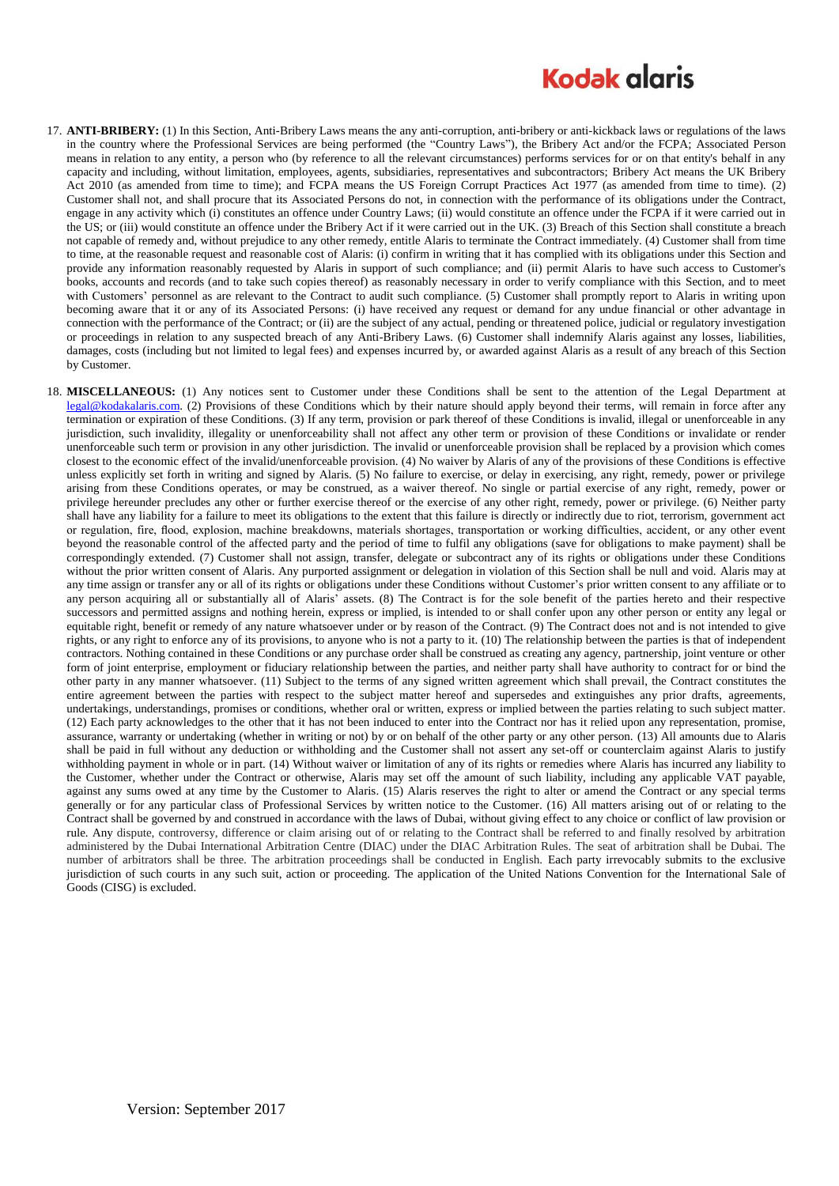17. **ANTI-BRIBERY:** (1) In this Section, Anti-Bribery Laws means the any anti-corruption, anti-bribery or anti-kickback laws or regulations of the laws in the country where the Professional Services are being performed (the "Country Laws"), the Bribery Act and/or the FCPA; Associated Person means in relation to any entity, a person who (by reference to all the relevant circumstances) performs services for or on that entity's behalf in any capacity and including, without limitation, employees, agents, subsidiaries, representatives and subcontractors; Bribery Act means the UK Bribery Act 2010 (as amended from time to time); and FCPA means the US Foreign Corrupt Practices Act 1977 (as amended from time to time). (2) Customer shall not, and shall procure that its Associated Persons do not, in connection with the performance of its obligations under the Contract, engage in any activity which (i) constitutes an offence under Country Laws; (ii) would constitute an offence under the FCPA if it were carried out in the US; or (iii) would constitute an offence under the Bribery Act if it were carried out in the UK. (3) Breach of this Section shall constitute a breach not capable of remedy and, without prejudice to any other remedy, entitle Alaris to terminate the Contract immediately. (4) Customer shall from time to time, at the reasonable request and reasonable cost of Alaris: (i) confirm in writing that it has complied with its obligations under this Section and provide any information reasonably requested by Alaris in support of such compliance; and (ii) permit Alaris to have such access to Customer's books, accounts and records (and to take such copies thereof) as reasonably necessary in order to verify compliance with this Section, and to meet with Customers' personnel as are relevant to the Contract to audit such compliance. (5) Customer shall promptly report to Alaris in writing upon becoming aware that it or any of its Associated Persons: (i) have received any request or demand for any undue financial or other advantage in connection with the performance of the Contract; or (ii) are the subject of any actual, pending or threatened police, judicial or regulatory investigation or proceedings in relation to any suspected breach of any Anti-Bribery Laws. (6) Customer shall indemnify Alaris against any losses, liabilities, damages, costs (including but not limited to legal fees) and expenses incurred by, or awarded against Alaris as a result of any breach of this Section by Customer.

18. **MISCELLANEOUS:** (1) Any notices sent to Customer under these Conditions shall be sent to the attention of the Legal Department at legal@kodakalaris.com. (2) Provisions of these Conditions which by their nature should apply beyond their terms, will remain in force after any termination or expiration of these Conditions. (3) If any term, provision or park thereof of these Conditions is invalid, illegal or unenforceable in any jurisdiction, such invalidity, illegality or unenforceability shall not affect any other term or provision of these Conditions or invalidate or render unenforceable such term or provision in any other jurisdiction. The invalid or unenforceable provision shall be replaced by a provision which comes closest to the economic effect of the invalid/unenforceable provision. (4) No waiver by Alaris of any of the provisions of these Conditions is effective unless explicitly set forth in writing and signed by Alaris. (5) No failure to exercise, or delay in exercising, any right, remedy, power or privilege arising from these Conditions operates, or may be construed, as a waiver thereof. No single or partial exercise of any right, remedy, power or privilege hereunder precludes any other or further exercise thereof or the exercise of any other right, remedy, power or privilege. (6) Neither party shall have any liability for a failure to meet its obligations to the extent that this failure is directly or indirectly due to riot, terrorism, government act or regulation, fire, flood, explosion, machine breakdowns, materials shortages, transportation or working difficulties, accident, or any other event beyond the reasonable control of the affected party and the period of time to fulfil any obligations (save for obligations to make payment) shall be correspondingly extended. (7) Customer shall not assign, transfer, delegate or subcontract any of its rights or obligations under these Conditions without the prior written consent of Alaris. Any purported assignment or delegation in violation of this Section shall be null and void. Alaris may at any time assign or transfer any or all of its rights or obligations under these Conditions without Customer's prior written consent to any affiliate or to any person acquiring all or substantially all of Alaris' assets. (8) The Contract is for the sole benefit of the parties hereto and their respective successors and permitted assigns and nothing herein, express or implied, is intended to or shall confer upon any other person or entity any legal or equitable right, benefit or remedy of any nature whatsoever under or by reason of the Contract. (9) The Contract does not and is not intended to give rights, or any right to enforce any of its provisions, to anyone who is not a party to it. (10) The relationship between the parties is that of independent contractors. Nothing contained in these Conditions or any purchase order shall be construed as creating any agency, partnership, joint venture or other form of joint enterprise, employment or fiduciary relationship between the parties, and neither party shall have authority to contract for or bind the other party in any manner whatsoever. (11) Subject to the terms of any signed written agreement which shall prevail, the Contract constitutes the entire agreement between the parties with respect to the subject matter hereof and supersedes and extinguishes any prior drafts, agreements, undertakings, understandings, promises or conditions, whether oral or written, express or implied between the parties relating to such subject matter. (12) Each party acknowledges to the other that it has not been induced to enter into the Contract nor has it relied upon any representation, promise, assurance, warranty or undertaking (whether in writing or not) by or on behalf of the other party or any other person. (13) All amounts due to Alaris shall be paid in full without any deduction or withholding and the Customer shall not assert any set-off or counterclaim against Alaris to justify withholding payment in whole or in part. (14) Without waiver or limitation of any of its rights or remedies where Alaris has incurred any liability to the Customer, whether under the Contract or otherwise, Alaris may set off the amount of such liability, including any applicable VAT payable, against any sums owed at any time by the Customer to Alaris. (15) Alaris reserves the right to alter or amend the Contract or any special terms generally or for any particular class of Professional Services by written notice to the Customer. (16) All matters arising out of or relating to the Contract shall be governed by and construed in accordance with the laws of Dubai, without giving effect to any choice or conflict of law provision or rule. Any dispute, controversy, difference or claim arising out of or relating to the Contract shall be referred to and finally resolved by arbitration administered by the Dubai International Arbitration Centre (DIAC) under the DIAC Arbitration Rules. The seat of arbitration shall be Dubai. The number of arbitrators shall be three. The arbitration proceedings shall be conducted in English. Each party irrevocably submits to the exclusive jurisdiction of such courts in any such suit, action or proceeding. The application of the United Nations Convention for the International Sale of Goods (CISG) is excluded.

Version: September 2017